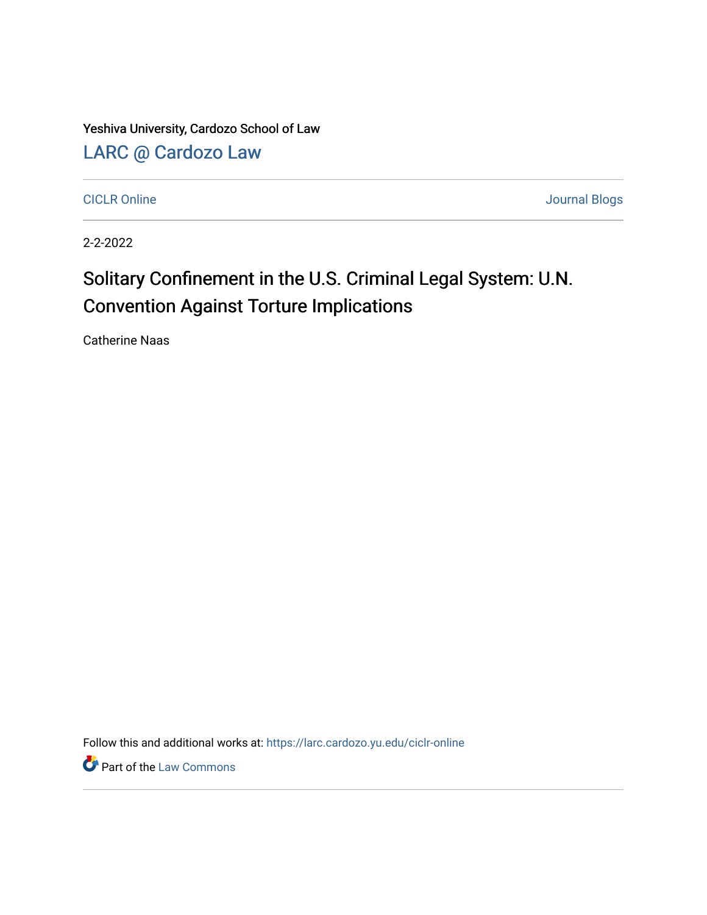Yeshiva University, Cardozo School of Law

[LARC @ Cardozo Law](https://larc.cardozo.yu.edu/)

CICLR Online | Journal Blogs

2-2-2022

# Solitary Confinement in the U.S. Criminal Legal System: U.N. Convention Against Torture Implications

Catherine Naas

Follow this and additional works at: https://larc.cardozo.yu.edu/ciclr-online

Part of the Law Commons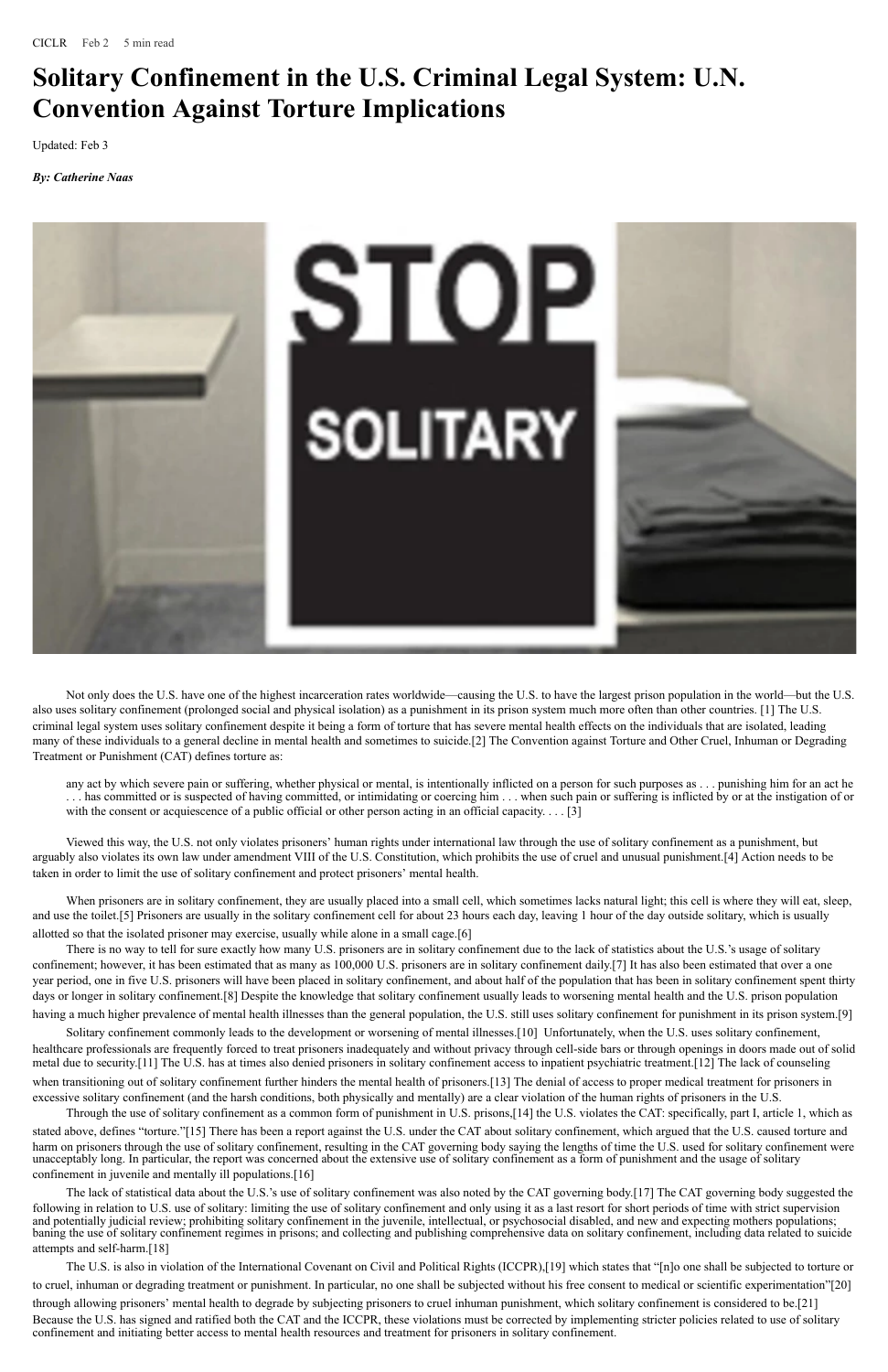CICLR Feb 2 5 min read

# Solitary Confinement in the U.S. Criminal Legal System: U.N. Convention Against Torture Implications

Updated: Feb 3

***By: Catherine Naas***

Not only does the U.S. have one of the highest incarceration rates worldwide—causing the U.S. to have the largest prison population in the world—but the U.S. also uses solitary confinement (prolonged social and physical isolation) as a punishment in its prison system much more often than other countries. [1] The U.S. criminal legal system uses solitary confinement despite it being a form of torture that has severe mental health effects on the individuals that are isolated, leading many of these individuals to a general decline in mental health and sometimes to suicide.[2] The Convention against Torture and Other Cruel, Inhuman or Degrading Treatment or Punishment (CAT) defines torture as:

> any act by which severe pain or suffering, whether physical or mental, is intentionally inflicted on a person for such purposes as . . . punishing him for an act he . . . has committed or is suspected of having committed, or intimidating or coercing him . . . when such pain or suffering is inflicted by or at the instigation of or with the consent or acquiescence of a public official or other person acting in an official capacity. . . . [3]

Viewed this way, the U.S. not only violates prisoners' human rights under international law through the use of solitary confinement as a punishment, but arguably also violates its own law under amendment VIII of the U.S. Constitution, which prohibits the use of cruel and unusual punishment.[4] Action needs to be taken in order to limit the use of solitary confinement and protect prisoners' mental health.

When prisoners are in solitary confinement, they are usually placed into a small cell, which sometimes lacks natural light; this cell is where they will eat, sleep, and use the toilet.[5] Prisoners are usually in the solitary confinement cell for about 23 hours each day, leaving 1 hour of the day outside solitary, which is usually allotted so that the isolated prisoner may exercise, usually while alone in a small cage.[6]

There is no way to tell for sure exactly how many U.S. prisoners are in solitary confinement due to the lack of statistics about the U.S.'s usage of solitary confinement; however, it has been estimated that as many as 100,000 U.S. prisoners are in solitary confinement daily.[7] It has also been estimated that over a one year period, one in five U.S. prisoners will have been placed in solitary confinement, and about half of the population that has been in solitary confinement spent thirty days or longer in solitary confinement.[8] Despite the knowledge that solitary confinement usually leads to worsening mental health and the U.S. prison population having a much higher prevalence of mental health illnesses than the general population, the U.S. still uses solitary confinement for punishment in its prison system.[9]

Solitary confinement commonly leads to the development or worsening of mental illnesses.[10] Unfortunately, when the U.S. uses solitary confinement, healthcare professionals are frequently forced to treat prisoners inadequately and without privacy through cell-side bars or through openings in doors made out of solid metal due to security.[11] The U.S. has at times also denied prisoners in solitary confinement access to inpatient psychiatric treatment.[12] The lack of counseling when transitioning out of solitary confinement further hinders the mental health of prisoners.[13] The denial of access to proper medical treatment for prisoners in excessive solitary confinement (and the harsh conditions, both physically and mentally) are a clear violation of the human rights of prisoners in the U.S.

Through the use of solitary confinement as a common form of punishment in U.S. prisons,[14] the U.S. violates the CAT: specifically, part I, article 1, which as stated above, defines "torture."[15] There has been a report against the U.S. under the CAT about solitary confinement, which argued that the U.S. caused torture and harm on prisoners through the use of solitary confinement, resulting in the CAT governing body saying the lengths of time the U.S. used for solitary confinement were unacceptably long. In particular, the report was concerned about the extensive use of solitary confinement as a form of punishment and the usage of solitary confinement in juvenile and mentally ill populations.[16]

The lack of statistical data about the U.S.'s use of solitary confinement was also noted by the CAT governing body.[17] The CAT governing body suggested the following in relation to U.S. use of solitary: limiting the use of solitary confinement and only using it as a last resort for short periods of time with strict supervision and potentially judicial review; prohibiting solitary confinement in the juvenile, intellectual, or psychosocial disabled, and new and expecting mothers populations; baning the use of solitary confinement regimes in prisons; and collecting and publishing comprehensive data on solitary confinement, including data related to suicide attempts and self-harm.[18]

The U.S. is also in violation of the International Covenant on Civil and Political Rights (ICCPR),[19] which states that "[n]o one shall be subjected to torture or to cruel, inhuman or degrading treatment or punishment. In particular, no one shall be subjected without his free consent to medical or scientific experimentation"[20] through allowing prisoners' mental health to degrade by subjecting prisoners to cruel inhuman punishment, which solitary confinement is considered to be.[21] Because the U.S. has signed and ratified both the CAT and the ICCPR, these violations must be corrected by implementing stricter policies related to use of solitary confinement and initiating better access to mental health resources and treatment for prisoners in solitary confinement.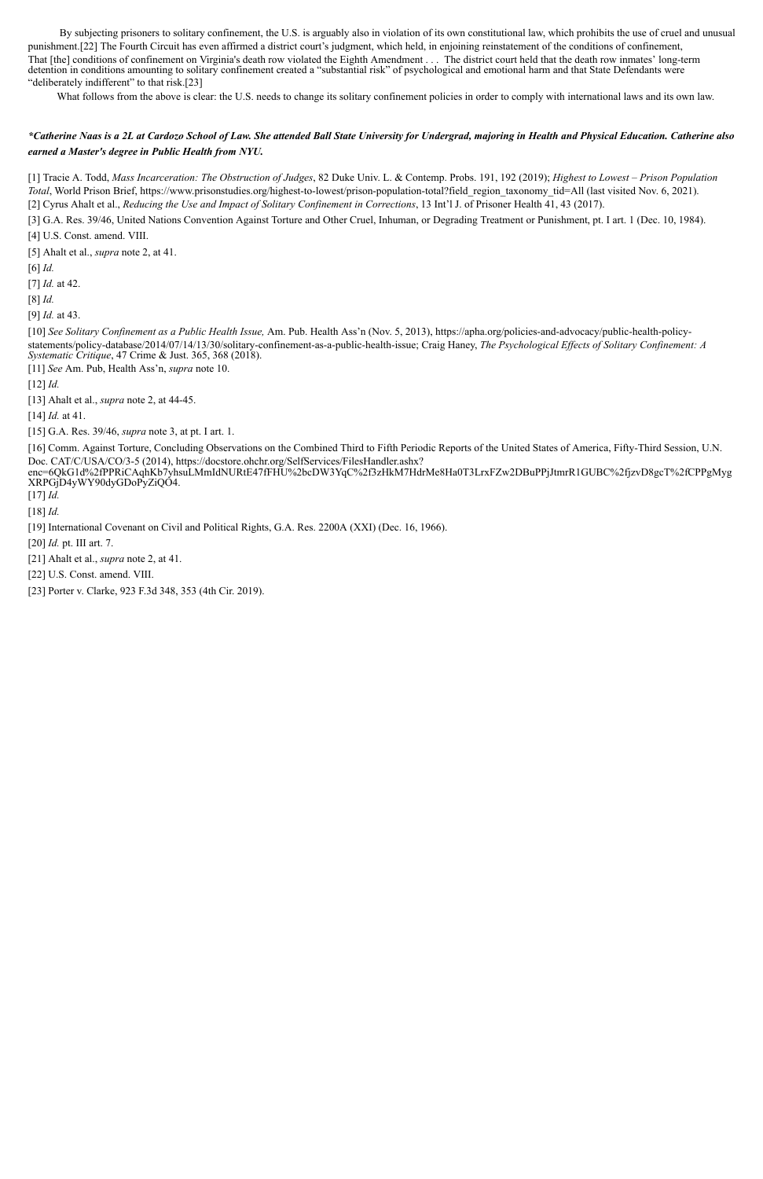By subjecting prisoners to solitary confinement, the U.S. is arguably also in violation of its own constitutional law, which prohibits the use of cruel and unusual punishment.[22] The Fourth Circuit has even affirmed a district court's judgment, which held, in enjoining reinstatement of the conditions of confinement, That [the] conditions of confinement on Virginia's death row violated the Eighth Amendment . . . The district court held that the death row inmates' long-term detention in conditions amounting to solitary confinement created a "substantial risk" of psychological and emotional harm and that State Defendants were "deliberately indifferent" to that risk.[23]

What follows from the above is clear: the U.S. needs to change its solitary confinement policies in order to comply with international laws and its own law.

***Catherine Naas is a 2L at Cardozo School of Law. She attended Ball State University for Undergrad, majoring in Health and Physical Education. Catherine also earned a Master's degree in Public Health from NYU.***

[1] Tracie A. Todd, *Mass Incarceration: The Obstruction of Judges*, 82 Duke Univ. L. & Contemp. Probs. 191, 192 (2019); *Highest to Lowest – Prison Population Total*, World Prison Brief, https://www.prisonstudies.org/highest-to-lowest/prison-population-total?field_region_taxonomy_tid=All (last visited Nov. 6, 2021).

[2] Cyrus Ahalt et al., *Reducing the Use and Impact of Solitary Confinement in Corrections*, 13 Int'l J. of Prisoner Health 41, 43 (2017).

[3] G.A. Res. 39/46, United Nations Convention Against Torture and Other Cruel, Inhuman, or Degrading Treatment or Punishment, pt. I art. 1 (Dec. 10, 1984).

[4] U.S. Const. amend. VIII.

[5] Ahalt et al., *supra* note 2, at 41.

[6] *Id.*

[7] *Id.* at 42.

[8] *Id.*

[9] *Id.* at 43.

[10] *See Solitary Confinement as a Public Health Issue,* Am. Pub. Health Ass'n (Nov. 5, 2013), https://apha.org/policies-and-advocacy/public-health-policy-statements/policy-database/2014/07/14/13/30/solitary-confinement-as-a-public-health-issue; Craig Haney, *The Psychological Effects of Solitary Confinement: A Systematic Critique*, 47 Crime & Just. 365, 368 (2018).

[11] *See* Am. Pub, Health Ass'n, *supra* note 10.

[12] *Id.*

[13] Ahalt et al., *supra* note 2, at 44-45.

[14] *Id.* at 41.

[15] G.A. Res. 39/46, *supra* note 3, at pt. I art. 1.

[16] Comm. Against Torture, Concluding Observations on the Combined Third to Fifth Periodic Reports of the United States of America, Fifty-Third Session, U.N. Doc. CAT/C/USA/CO/3-5 (2014), https://docstore.ohchr.org/SelfServices/FilesHandler.ashx?enc=6QkG1d%2fPPRiCAqhKb7yhsuLMmIdNURtE47fFHU%2bcDW3YqC%2f3zHkM7HdrMe8Ha0T3LrxFZw2DBuPPjJtmrR1GUBC%2fjzvD8gcT%2fCPPgMygXRPGjD4yWY90dyGDoPyZiQO4.

[17] *Id.*

[18] *Id.*

[19] International Covenant on Civil and Political Rights, G.A. Res. 2200A (XXI) (Dec. 16, 1966).

[20] *Id.* pt. III art. 7.

[21] Ahalt et al., *supra* note 2, at 41.

[22] U.S. Const. amend. VIII.

[23] Porter v. Clarke, 923 F.3d 348, 353 (4th Cir. 2019).